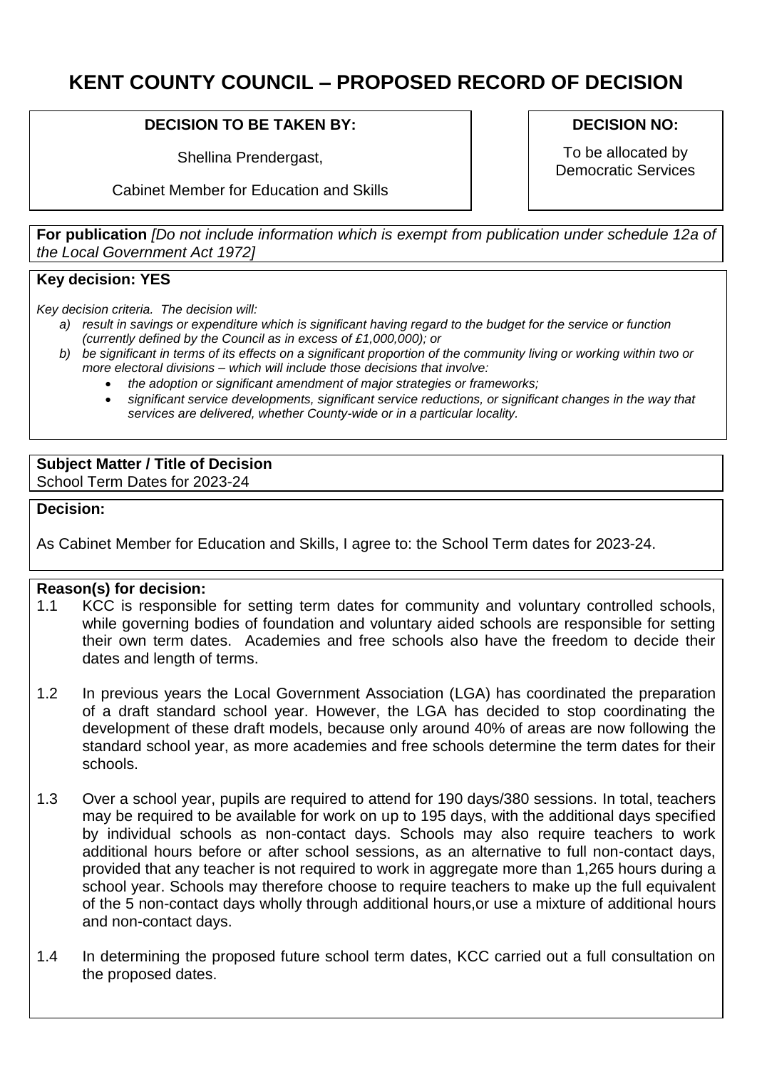# KENT COUNTY COUNCIL – PROPOSED RECORD OF DECISION

| DECISION TO BE TAKEN BY: | DECISION NO: |
| --- | --- |
| Shellina Prendergast,<br><br>Cabinet Member for Education and Skills | To be allocated by Democratic Services |

**For publication** *[Do not include information which is exempt from publication under schedule 12a of the Local Government Act 1972]*

**Key decision: YES**

*Key decision criteria. The decision will:*

- *a) result in savings or expenditure which is significant having regard to the budget for the service or function (currently defined by the Council as in excess of £1,000,000); or*
- *b) be significant in terms of its effects on a significant proportion of the community living or working within two or more electoral divisions – which will include those decisions that involve:*
  - *the adoption or significant amendment of major strategies or frameworks;*
  - *significant service developments, significant service reductions, or significant changes in the way that services are delivered, whether County-wide or in a particular locality.*

**Subject Matter / Title of Decision**
School Term Dates for 2023-24

**Decision:**

As Cabinet Member for Education and Skills, I agree to: the School Term dates for 2023-24.

**Reason(s) for decision:**

1.1 KCC is responsible for setting term dates for community and voluntary controlled schools, while governing bodies of foundation and voluntary aided schools are responsible for setting their own term dates. Academies and free schools also have the freedom to decide their dates and length of terms.

1.2 In previous years the Local Government Association (LGA) has coordinated the preparation of a draft standard school year. However, the LGA has decided to stop coordinating the development of these draft models, because only around 40% of areas are now following the standard school year, as more academies and free schools determine the term dates for their schools.

1.3 Over a school year, pupils are required to attend for 190 days/380 sessions. In total, teachers may be required to be available for work on up to 195 days, with the additional days specified by individual schools as non-contact days. Schools may also require teachers to work additional hours before or after school sessions, as an alternative to full non-contact days, provided that any teacher is not required to work in aggregate more than 1,265 hours during a school year. Schools may therefore choose to require teachers to make up the full equivalent of the 5 non-contact days wholly through additional hours,or use a mixture of additional hours and non-contact days.

1.4 In determining the proposed future school term dates, KCC carried out a full consultation on the proposed dates.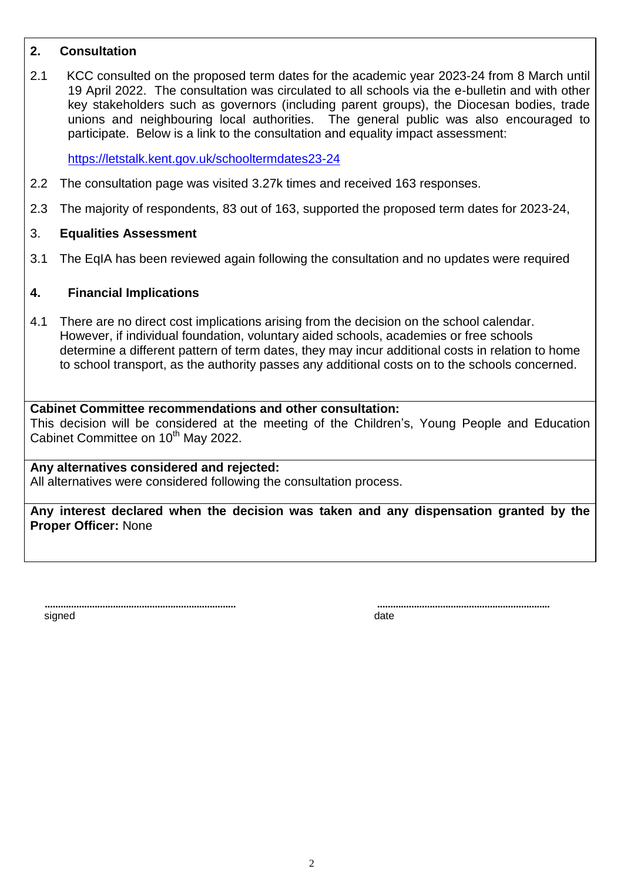## 2. Consultation

2.1 KCC consulted on the proposed term dates for the academic year 2023-24 from 8 March until 19 April 2022. The consultation was circulated to all schools via the e-bulletin and with other key stakeholders such as governors (including parent groups), the Diocesan bodies, trade unions and neighbouring local authorities. The general public was also encouraged to participate. Below is a link to the consultation and equality impact assessment:

https://letstalk.kent.gov.uk/schooltermdates23-24

2.2 The consultation page was visited 3.27k times and received 163 responses.

2.3 The majority of respondents, 83 out of 163, supported the proposed term dates for 2023-24,

## 3. Equalities Assessment

3.1 The EqIA has been reviewed again following the consultation and no updates were required

## 4. Financial Implications

4.1 There are no direct cost implications arising from the decision on the school calendar. However, if individual foundation, voluntary aided schools, academies or free schools determine a different pattern of term dates, they may incur additional costs in relation to home to school transport, as the authority passes any additional costs on to the schools concerned.

**Cabinet Committee recommendations and other consultation:**
This decision will be considered at the meeting of the Children's, Young People and Education Cabinet Committee on 10th May 2022.

**Any alternatives considered and rejected:**
All alternatives were considered following the consultation process.

**Any interest declared when the decision was taken and any dispensation granted by the Proper Officer:** None

.......................................................................
signed

.................................................................
date